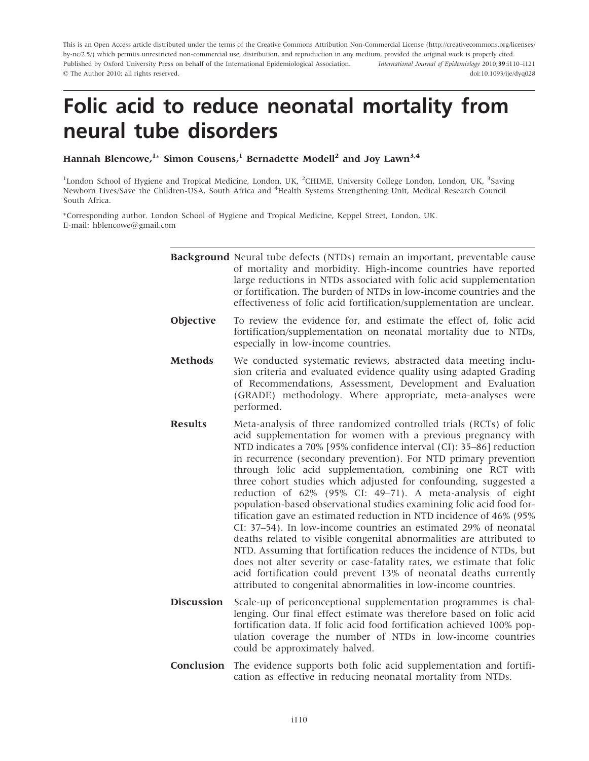This is an Open Access article distributed under the terms of the Creative Commons Attribution Non-Commercial License (http://creativecommons.org/licenses/by-nc/2.5/) which permits unrestricted non-commercial use, distribution, and reproduction in any medium, provided the original work is properly cited.
Published by Oxford University Press on behalf of the International Epidemiological Association. *International Journal of Epidemiology* 2010;**39**:i110–i121
© The Author 2010; all rights reserved. doi:10.1093/ije/dyq028

# Folic acid to reduce neonatal mortality from neural tube disorders

**Hannah Blencowe,[1]* Simon Cousens,[1] Bernadette Modell[2] and Joy Lawn[3,4]**

[1]London School of Hygiene and Tropical Medicine, London, UK, [2]CHIME, University College London, London, UK, [3]Saving Newborn Lives/Save the Children-USA, South Africa and [4]Health Systems Strengthening Unit, Medical Research Council South Africa.

*Corresponding author. London School of Hygiene and Tropical Medicine, Keppel Street, London, UK. E-mail: hblencowe@gmail.com

**Background** Neural tube defects (NTDs) remain an important, preventable cause of mortality and morbidity. High-income countries have reported large reductions in NTDs associated with folic acid supplementation or fortification. The burden of NTDs in low-income countries and the effectiveness of folic acid fortification/supplementation are unclear.

**Objective** To review the evidence for, and estimate the effect of, folic acid fortification/supplementation on neonatal mortality due to NTDs, especially in low-income countries.

**Methods** We conducted systematic reviews, abstracted data meeting inclusion criteria and evaluated evidence quality using adapted Grading of Recommendations, Assessment, Development and Evaluation (GRADE) methodology. Where appropriate, meta-analyses were performed.

**Results** Meta-analysis of three randomized controlled trials (RCTs) of folic acid supplementation for women with a previous pregnancy with NTD indicates a 70% [95% confidence interval (CI): 35–86] reduction in recurrence (secondary prevention). For NTD primary prevention through folic acid supplementation, combining one RCT with three cohort studies which adjusted for confounding, suggested a reduction of 62% (95% CI: 49–71). A meta-analysis of eight population-based observational studies examining folic acid food fortification gave an estimated reduction in NTD incidence of 46% (95% CI: 37–54). In low-income countries an estimated 29% of neonatal deaths related to visible congenital abnormalities are attributed to NTD. Assuming that fortification reduces the incidence of NTDs, but does not alter severity or case-fatality rates, we estimate that folic acid fortification could prevent 13% of neonatal deaths currently attributed to congenital abnormalities in low-income countries.

**Discussion** Scale-up of periconceptional supplementation programmes is challenging. Our final effect estimate was therefore based on folic acid fortification data. If folic acid food fortification achieved 100% population coverage the number of NTDs in low-income countries could be approximately halved.

**Conclusion** The evidence supports both folic acid supplementation and fortification as effective in reducing neonatal mortality from NTDs.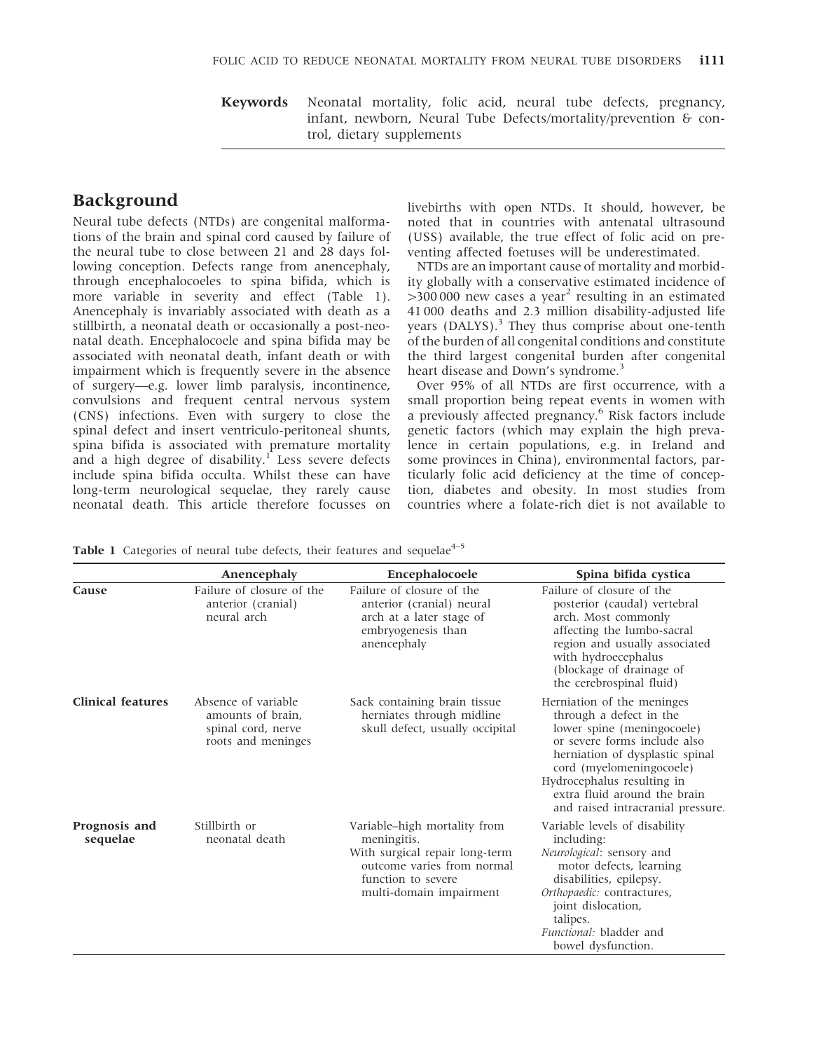**Keywords** Neonatal mortality, folic acid, neural tube defects, pregnancy, infant, newborn, Neural Tube Defects/mortality/prevention & control, dietary supplements

## Background

Neural tube defects (NTDs) are congenital malformations of the brain and spinal cord caused by failure of the neural tube to close between 21 and 28 days following conception. Defects range from anencephaly, through encephalocoeles to spina bifida, which is more variable in severity and effect (Table 1). Anencephaly is invariably associated with death as a stillbirth, a neonatal death or occasionally a post-neonatal death. Encephalocoele and spina bifida may be associated with neonatal death, infant death or with impairment which is frequently severe in the absence of surgery—e.g. lower limb paralysis, incontinence, convulsions and frequent central nervous system (CNS) infections. Even with surgery to close the spinal defect and insert ventriculo-peritoneal shunts, spina bifida is associated with premature mortality and a high degree of disability.[1] Less severe defects include spina bifida occulta. Whilst these can have long-term neurological sequelae, they rarely cause neonatal death. This article therefore focusses on livebirths with open NTDs. It should, however, be noted that in countries with antenatal ultrasound (USS) available, the true effect of folic acid on preventing affected foetuses will be underestimated.

NTDs are an important cause of mortality and morbidity globally with a conservative estimated incidence of >300 000 new cases a year[2] resulting in an estimated 41 000 deaths and 2.3 million disability-adjusted life years (DALYS).[3] They thus comprise about one-tenth of the burden of all congenital conditions and constitute the third largest congenital burden after congenital heart disease and Down's syndrome.[3]

Over 95% of all NTDs are first occurrence, with a small proportion being repeat events in women with a previously affected pregnancy.[6] Risk factors include genetic factors (which may explain the high prevalence in certain populations, e.g. in Ireland and some provinces in China), environmental factors, particularly folic acid deficiency at the time of conception, diabetes and obesity. In most studies from countries where a folate-rich diet is not available to

**Table 1** Categories of neural tube defects, their features and sequelae[4–5]

| | Anencephaly | Encephalocoele | Spina bifida cystica |
|---|---|---|---|
| **Cause** | Failure of closure of the anterior (cranial) neural arch | Failure of closure of the anterior (cranial) neural arch at a later stage of embryogenesis than anencephaly | Failure of closure of the posterior (caudal) vertebral arch. Most commonly affecting the lumbo-sacral region and usually associated with hydroecephalus (blockage of drainage of the cerebrospinal fluid) |
| **Clinical features** | Absence of variable amounts of brain, spinal cord, nerve roots and meninges | Sack containing brain tissue herniates through midline skull defect, usually occipital | Herniation of the meninges through a defect in the lower spine (meningocoele) or severe forms include also herniation of dysplastic spinal cord (myelomeningocoele) Hydrocephalus resulting in extra fluid around the brain and raised intracranial pressure. |
| **Prognosis and sequelae** | Stillbirth or neonatal death | Variable–high mortality from meningitis. With surgical repair long-term outcome varies from normal function to severe multi-domain impairment | Variable levels of disability including: *Neurological*: sensory and motor defects, learning disabilities, epilepsy. *Orthopaedic:* contractures, joint dislocation, talipes. *Functional:* bladder and bowel dysfunction. |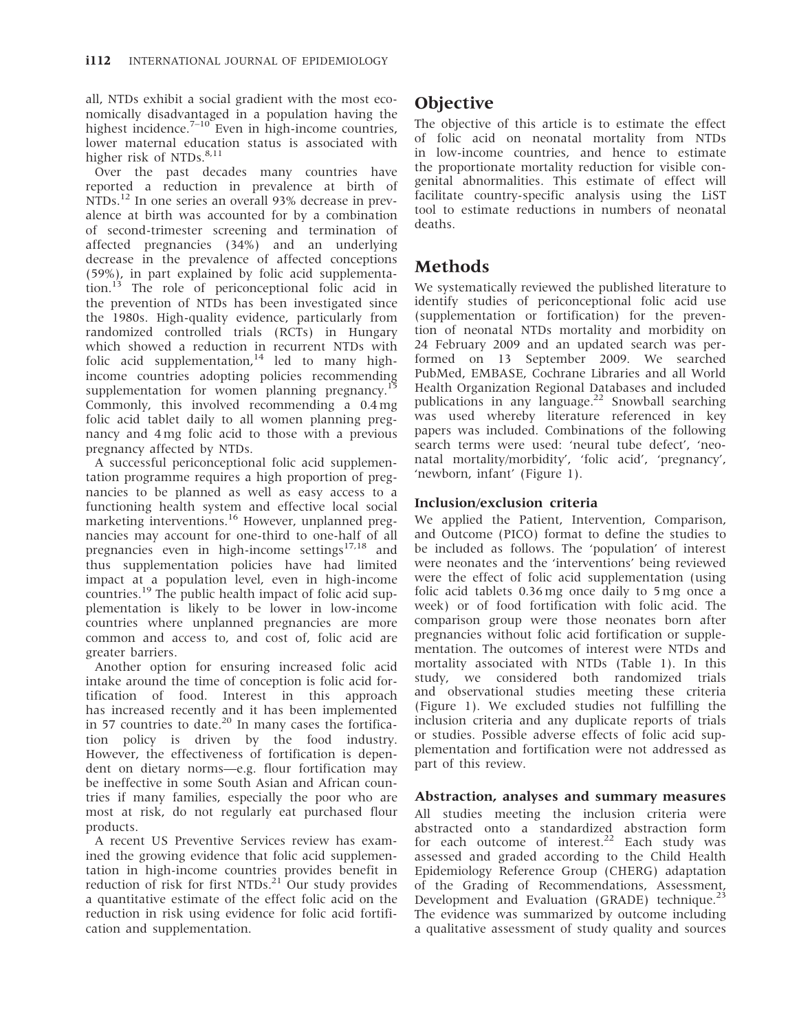all, NTDs exhibit a social gradient with the most economically disadvantaged in a population having the highest incidence.[7–10] Even in high-income countries, lower maternal education status is associated with higher risk of NTDs.[8,11]

Over the past decades many countries have reported a reduction in prevalence at birth of NTDs.[12] In one series an overall 93% decrease in prevalence at birth was accounted for by a combination of second-trimester screening and termination of affected pregnancies (34%) and an underlying decrease in the prevalence of affected conceptions (59%), in part explained by folic acid supplementation.[13] The role of periconceptional folic acid in the prevention of NTDs has been investigated since the 1980s. High-quality evidence, particularly from randomized controlled trials (RCTs) in Hungary which showed a reduction in recurrent NTDs with folic acid supplementation,[14] led to many high-income countries adopting policies recommending supplementation for women planning pregnancy.[15] Commonly, this involved recommending a 0.4 mg folic acid tablet daily to all women planning pregnancy and 4 mg folic acid to those with a previous pregnancy affected by NTDs.

A successful periconceptional folic acid supplementation programme requires a high proportion of pregnancies to be planned as well as easy access to a functioning health system and effective local social marketing interventions.[16] However, unplanned pregnancies may account for one-third to one-half of all pregnancies even in high-income settings[17,18] and thus supplementation policies have had limited impact at a population level, even in high-income countries.[19] The public health impact of folic acid supplementation is likely to be lower in low-income countries where unplanned pregnancies are more common and access to, and cost of, folic acid are greater barriers.

Another option for ensuring increased folic acid intake around the time of conception is folic acid fortification of food. Interest in this approach has increased recently and it has been implemented in 57 countries to date.[20] In many cases the fortification policy is driven by the food industry. However, the effectiveness of fortification is dependent on dietary norms—e.g. flour fortification may be ineffective in some South Asian and African countries if many families, especially the poor who are most at risk, do not regularly eat purchased flour products.

A recent US Preventive Services review has examined the growing evidence that folic acid supplementation in high-income countries provides benefit in reduction of risk for first NTDs.[21] Our study provides a quantitative estimate of the effect folic acid on the reduction in risk using evidence for folic acid fortification and supplementation.

## Objective

The objective of this article is to estimate the effect of folic acid on neonatal mortality from NTDs in low-income countries, and hence to estimate the proportionate mortality reduction for visible congenital abnormalities. This estimate of effect will facilitate country-specific analysis using the LiST tool to estimate reductions in numbers of neonatal deaths.

## Methods

We systematically reviewed the published literature to identify studies of periconceptional folic acid use (supplementation or fortification) for the prevention of neonatal NTDs mortality and morbidity on 24 February 2009 and an updated search was performed on 13 September 2009. We searched PubMed, EMBASE, Cochrane Libraries and all World Health Organization Regional Databases and included publications in any language.[22] Snowball searching was used whereby literature referenced in key papers was included. Combinations of the following search terms were used: 'neural tube defect', 'neonatal mortality/morbidity', 'folic acid', 'pregnancy', 'newborn, infant' (Figure 1).

### Inclusion/exclusion criteria

We applied the Patient, Intervention, Comparison, and Outcome (PICO) format to define the studies to be included as follows. The 'population' of interest were neonates and the 'interventions' being reviewed were the effect of folic acid supplementation (using folic acid tablets 0.36 mg once daily to 5 mg once a week) or of food fortification with folic acid. The comparison group were those neonates born after pregnancies without folic acid fortification or supplementation. The outcomes of interest were NTDs and mortality associated with NTDs (Table 1). In this study, we considered both randomized trials and observational studies meeting these criteria (Figure 1). We excluded studies not fulfilling the inclusion criteria and any duplicate reports of trials or studies. Possible adverse effects of folic acid supplementation and fortification were not addressed as part of this review.

### Abstraction, analyses and summary measures

All studies meeting the inclusion criteria were abstracted onto a standardized abstraction form for each outcome of interest.[22] Each study was assessed and graded according to the Child Health Epidemiology Reference Group (CHERG) adaptation of the Grading of Recommendations, Assessment, Development and Evaluation (GRADE) technique.[23] The evidence was summarized by outcome including a qualitative assessment of study quality and sources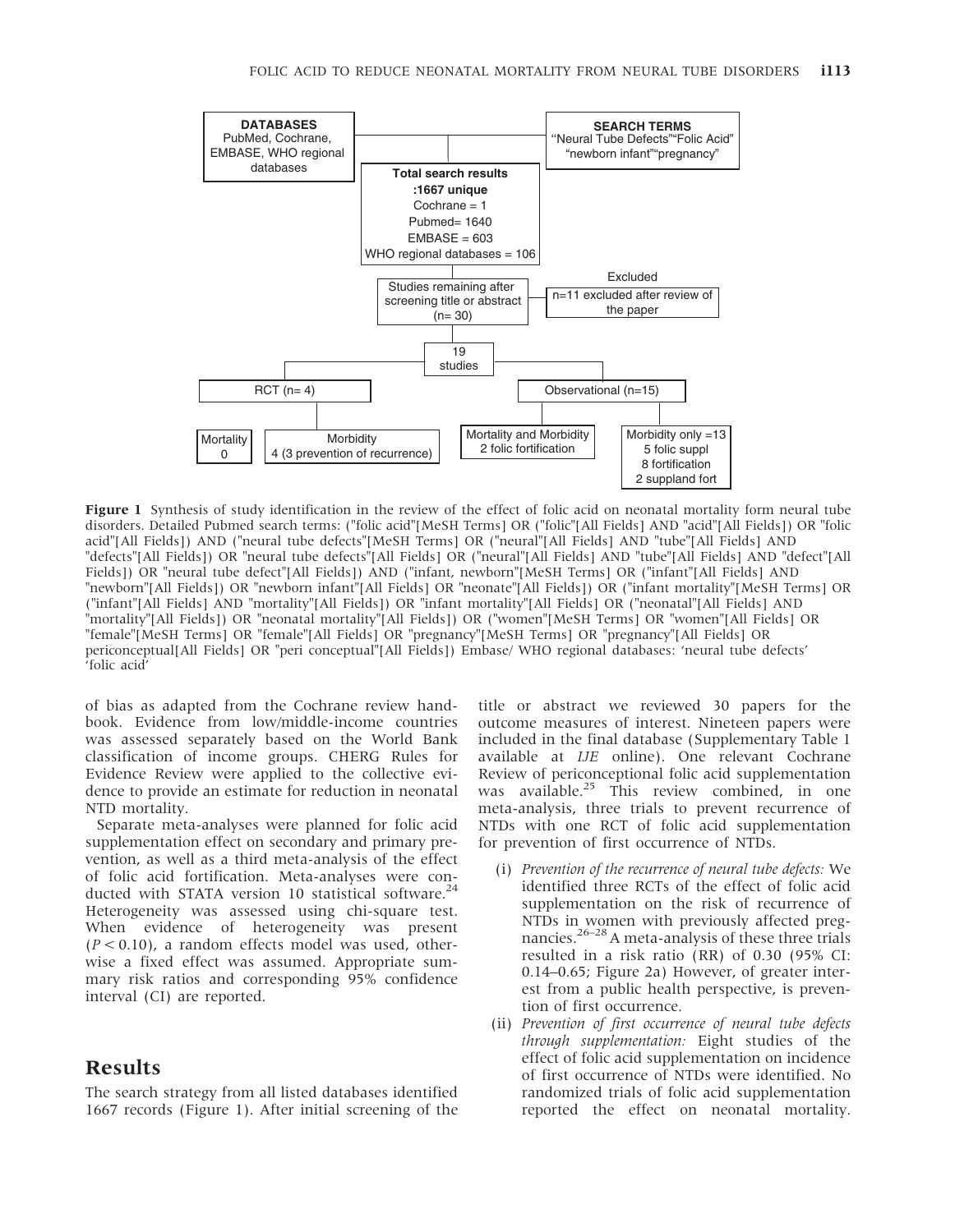DATABASES
PubMed, Cochrane, EMBASE, WHO regional databases

SEARCH TERMS
"Neural Tube Defects""Folic Acid" "newborn infant""pregnancy"

Total search results
:1667 unique
Cochrane = 1
Pubmed= 1640
EMBASE = 603
WHO regional databases = 106

Studies remaining after screening title or abstract (n= 30)

Excluded
n=11 excluded after review of the paper

19 studies

RCT (n= 4)

Observational (n=15)

Mortality 0

Morbidity 4 (3 prevention of recurrence)

Mortality and Morbidity 2 folic fortification

Morbidity only =13
5 folic suppl
8 fortification
2 suppland fort

**Figure 1** Synthesis of study identification in the review of the effect of folic acid on neonatal mortality form neural tube disorders. Detailed Pubmed search terms: ("folic acid"[MeSH Terms] OR ("folic"[All Fields] AND "acid"[All Fields]) OR "folic acid"[All Fields]) AND ("neural tube defects"[MeSH Terms] OR ("neural"[All Fields] AND "tube"[All Fields] AND "defects"[All Fields]) OR "neural tube defects"[All Fields] OR ("neural"[All Fields] AND "tube"[All Fields] AND "defect"[All Fields]) OR "neural tube defect"[All Fields]) AND ("infant, newborn"[MeSH Terms] OR ("infant"[All Fields] AND "newborn"[All Fields]) OR "newborn infant"[All Fields] OR "neonate"[All Fields]) OR ("infant mortality"[MeSH Terms] OR ("infant"[All Fields] AND "mortality"[All Fields]) OR "infant mortality"[All Fields] OR ("neonatal"[All Fields] AND "mortality"[All Fields]) OR "neonatal mortality"[All Fields]) OR ("women"[MeSH Terms] OR "women"[All Fields] OR "female"[MeSH Terms] OR "female"[All Fields] OR "pregnancy"[MeSH Terms] OR "pregnancy"[All Fields] OR periconceptual[All Fields] OR "peri conceptual"[All Fields]) Embase/ WHO regional databases: 'neural tube defects' 'folic acid'

of bias as adapted from the Cochrane review handbook. Evidence from low/middle-income countries was assessed separately based on the World Bank classification of income groups. CHERG Rules for Evidence Review were applied to the collective evidence to provide an estimate for reduction in neonatal NTD mortality.

Separate meta-analyses were planned for folic acid supplementation effect on secondary and primary prevention, as well as a third meta-analysis of the effect of folic acid fortification. Meta-analyses were conducted with STATA version 10 statistical software.[24] Heterogeneity was assessed using chi-square test. When evidence of heterogeneity was present ($P < 0.10$), a random effects model was used, otherwise a fixed effect was assumed. Appropriate summary risk ratios and corresponding 95% confidence interval (CI) are reported.

## Results

The search strategy from all listed databases identified 1667 records (Figure 1). After initial screening of the title or abstract we reviewed 30 papers for the outcome measures of interest. Nineteen papers were included in the final database (Supplementary Table 1 available at *IJE* online). One relevant Cochrane Review of periconceptional folic acid supplementation was available.[25] This review combined, in one meta-analysis, three trials to prevent recurrence of NTDs with one RCT of folic acid supplementation for prevention of first occurrence of NTDs.

(i) *Prevention of the recurrence of neural tube defects:* We identified three RCTs of the effect of folic acid supplementation on the risk of recurrence of NTDs in women with previously affected pregnancies.[26–28] A meta-analysis of these three trials resulted in a risk ratio (RR) of 0.30 (95% CI: 0.14–0.65; Figure 2a) However, of greater interest from a public health perspective, is prevention of first occurrence.

(ii) *Prevention of first occurrence of neural tube defects through supplementation:* Eight studies of the effect of folic acid supplementation on incidence of first occurrence of NTDs were identified. No randomized trials of folic acid supplementation reported the effect on neonatal mortality.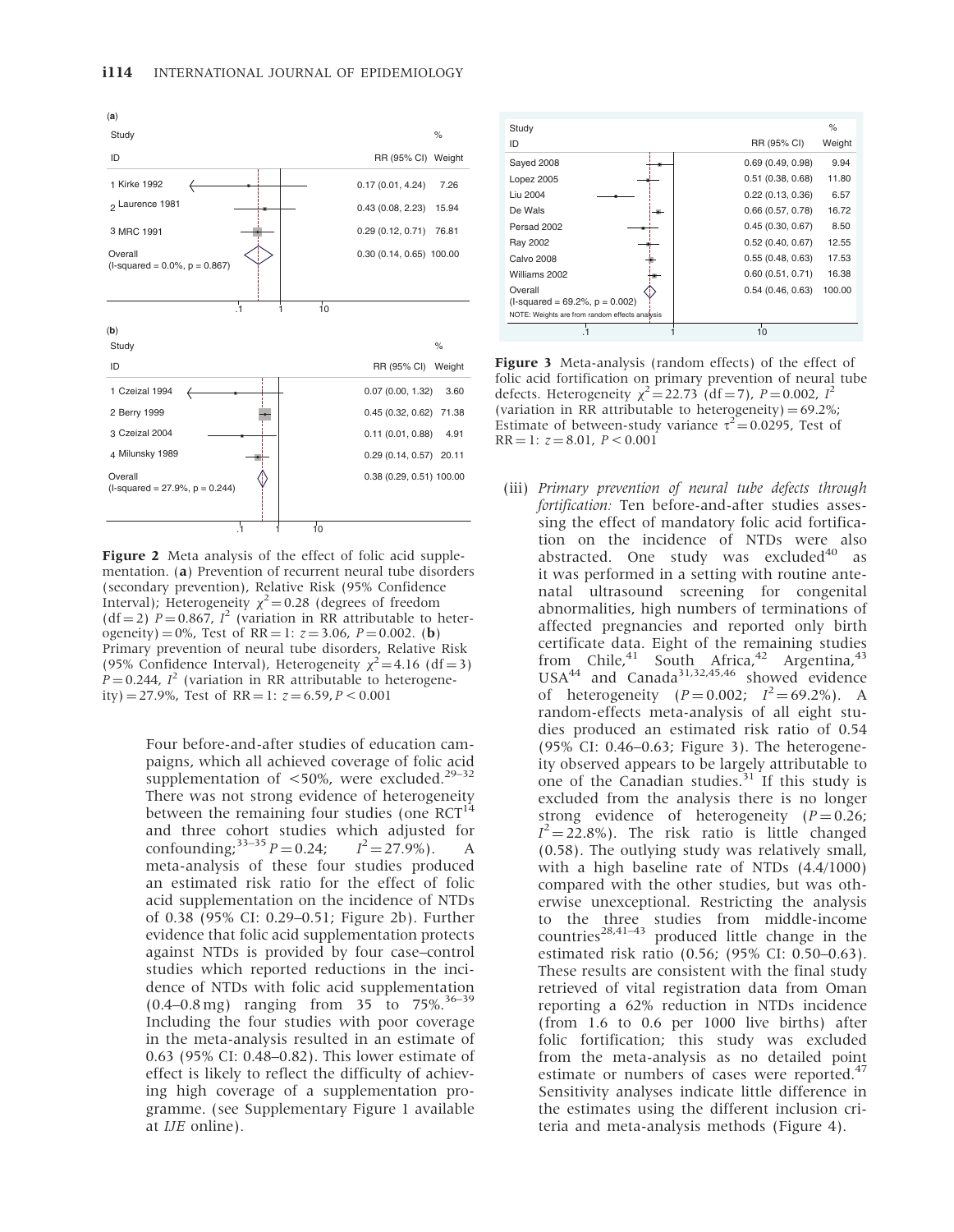(a)

| Study ID | RR (95% CI) | % Weight |
|---|---|---|
| 1 Kirke 1992 | 0.17 (0.01, 4.24) | 7.26 |
| 2 Laurence 1981 | 0.43 (0.08, 2.23) | 15.94 |
| 3 MRC 1991 | 0.29 (0.12, 0.71) | 76.81 |
| Overall (I-squared = 0.0%, p = 0.867) | 0.30 (0.14, 0.65) | 100.00 |

(b)

| Study ID | RR (95% CI) | % Weight |
|---|---|---|
| 1 Czeizal 1994 | 0.07 (0.00, 1.32) | 3.60 |
| 2 Berry 1999 | 0.45 (0.32, 0.62) | 71.38 |
| 3 Czeizal 2004 | 0.11 (0.01, 0.88) | 4.91 |
| 4 Milunsky 1989 | 0.29 (0.14, 0.57) | 20.11 |
| Overall (I-squared = 27.9%, p = 0.244) | 0.38 (0.29, 0.51) | 100.00 |

**Figure 2** Meta analysis of the effect of folic acid supplementation. (**a**) Prevention of recurrent neural tube disorders (secondary prevention), Relative Risk (95% Confidence Interval); Heterogeneity $\chi^2 = 0.28$ (degrees of freedom (df = 2) $P = 0.867$, $I^2$ (variation in RR attributable to heterogeneity) = 0%, Test of RR = 1: $z = 3.06$, $P = 0.002$. (**b**) Primary prevention of neural tube disorders, Relative Risk (95% Confidence Interval), Heterogeneity $\chi^2 = 4.16$ (df = 3) $P = 0.244$, $I^2$ (variation in RR attributable to heterogeneity) = 27.9%, Test of RR = 1: $z = 6.59$, $P < 0.001$

Four before-and-after studies of education campaigns, which all achieved coverage of folic acid supplementation of <50%, were excluded.[29–32] There was not strong evidence of heterogeneity between the remaining four studies (one RCT[14] and three cohort studies which adjusted for confounding;[33–35] $P = 0.24$; $I^2 = 27.9\%$). A meta-analysis of these four studies produced an estimated risk ratio for the effect of folic acid supplementation on the incidence of NTDs of 0.38 (95% CI: 0.29–0.51; Figure 2b). Further evidence that folic acid supplementation protects against NTDs is provided by four case–control studies which reported reductions in the incidence of NTDs with folic acid supplementation (0.4–0.8 mg) ranging from 35 to 75%.[36–39] Including the four studies with poor coverage in the meta-analysis resulted in an estimate of 0.63 (95% CI: 0.48–0.82). This lower estimate of effect is likely to reflect the difficulty of achieving high coverage of a supplementation programme. (see Supplementary Figure 1 available at *IJE* online).

| Study ID | RR (95% CI) | % Weight |
|---|---|---|
| Sayed 2008 | 0.69 (0.49, 0.98) | 9.94 |
| Lopez 2005 | 0.51 (0.38, 0.68) | 11.80 |
| Liu 2004 | 0.22 (0.13, 0.36) | 6.57 |
| De Wals | 0.66 (0.57, 0.78) | 16.72 |
| Persad 2002 | 0.45 (0.30, 0.67) | 8.50 |
| Ray 2002 | 0.52 (0.40, 0.67) | 12.55 |
| Calvo 2008 | 0.55 (0.48, 0.63) | 17.53 |
| Williams 2002 | 0.60 (0.51, 0.71) | 16.38 |
| Overall (I-squared = 69.2%, p = 0.002) | 0.54 (0.46, 0.63) | 100.00 |

NOTE: Weights are from random effects analysis

**Figure 3** Meta-analysis (random effects) of the effect of folic acid fortification on primary prevention of neural tube defects. Heterogeneity $\chi^2 = 22.73$ (df = 7), $P = 0.002$, $I^2$ (variation in RR attributable to heterogeneity) = 69.2%; Estimate of between-study variance $\tau^2 = 0.0295$, Test of RR = 1: $z = 8.01$, $P < 0.001$

(iii) *Primary prevention of neural tube defects through fortification:* Ten before-and-after studies assessing the effect of mandatory folic acid fortification on the incidence of NTDs were also abstracted. One study was excluded[40] as it was performed in a setting with routine antenatal ultrasound screening for congenital abnormalities, high numbers of terminations of affected pregnancies and reported only birth certificate data. Eight of the remaining studies from Chile,[41] South Africa,[42] Argentina,[43] USA[44] and Canada[31,32,45,46] showed evidence of heterogeneity ($P = 0.002$; $I^2 = 69.2\%$). A random-effects meta-analysis of all eight studies produced an estimated risk ratio of 0.54 (95% CI: 0.46–0.63; Figure 3). The heterogeneity observed appears to be largely attributable to one of the Canadian studies.[31] If this study is excluded from the analysis there is no longer strong evidence of heterogeneity ($P = 0.26$; $I^2 = 22.8\%$). The risk ratio is little changed (0.58). The outlying study was relatively small, with a high baseline rate of NTDs (4.4/1000) compared with the other studies, but was otherwise unexceptional. Restricting the analysis to the three studies from middle-income countries[28,41–43] produced little change in the estimated risk ratio (0.56; (95% CI: 0.50–0.63). These results are consistent with the final study retrieved of vital registration data from Oman reporting a 62% reduction in NTDs incidence (from 1.6 to 0.6 per 1000 live births) after folic fortification; this study was excluded from the meta-analysis as no detailed point estimate or numbers of cases were reported.[47] Sensitivity analyses indicate little difference in the estimates using the different inclusion criteria and meta-analysis methods (Figure 4).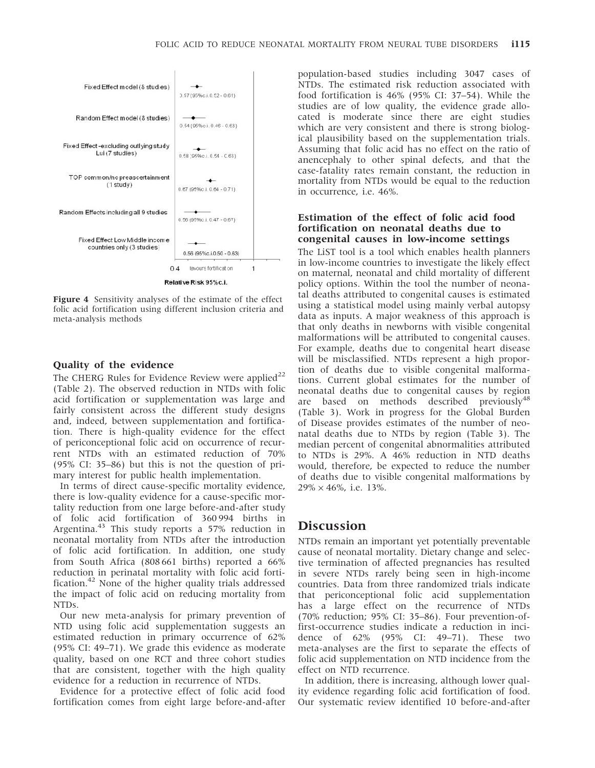Figure 4 Sensitivity analyses of the estimate of the effect folic acid fortification using different inclusion criteria and meta-analysis methods

### Quality of the evidence

The CHERG Rules for Evidence Review were applied[22] (Table 2). The observed reduction in NTDs with folic acid fortification or supplementation was large and fairly consistent across the different study designs and, indeed, between supplementation and fortification. There is high-quality evidence for the effect of periconceptional folic acid on occurrence of recurrent NTDs with an estimated reduction of 70% (95% CI: 35–86) but this is not the question of primary interest for public health implementation.

In terms of direct cause-specific mortality evidence, there is low-quality evidence for a cause-specific mortality reduction from one large before-and-after study of folic acid fortification of 360 994 births in Argentina.[43] This study reports a 57% reduction in neonatal mortality from NTDs after the introduction of folic acid fortification. In addition, one study from South Africa (808 661 births) reported a 66% reduction in perinatal mortality with folic acid fortification.[42] None of the higher quality trials addressed the impact of folic acid on reducing mortality from NTDs.

Our new meta-analysis for primary prevention of NTD using folic acid supplementation suggests an estimated reduction in primary occurrence of 62% (95% CI: 49–71). We grade this evidence as moderate quality, based on one RCT and three cohort studies that are consistent, together with the high quality evidence for a reduction in recurrence of NTDs.

Evidence for a protective effect of folic acid food fortification comes from eight large before-and-after population-based studies including 3047 cases of NTDs. The estimated risk reduction associated with food fortification is 46% (95% CI: 37–54). While the studies are of low quality, the evidence grade allocated is moderate since there are eight studies which are very consistent and there is strong biological plausibility based on the supplementation trials. Assuming that folic acid has no effect on the ratio of anencephaly to other spinal defects, and that the case-fatality rates remain constant, the reduction in mortality from NTDs would be equal to the reduction in occurrence, i.e. 46%.

### Estimation of the effect of folic acid food fortification on neonatal deaths due to congenital causes in low-income settings

The LiST tool is a tool which enables health planners in low-income countries to investigate the likely effect on maternal, neonatal and child mortality of different policy options. Within the tool the number of neonatal deaths attributed to congenital causes is estimated using a statistical model using mainly verbal autopsy data as inputs. A major weakness of this approach is that only deaths in newborns with visible congenital malformations will be attributed to congenital causes. For example, deaths due to congenital heart disease will be misclassified. NTDs represent a high proportion of deaths due to visible congenital malformations. Current global estimates for the number of neonatal deaths due to congenital causes by region are based on methods described previously[48] (Table 3). Work in progress for the Global Burden of Disease provides estimates of the number of neonatal deaths due to NTDs by region (Table 3). The median percent of congenital abnormalities attributed to NTDs is 29%. A 46% reduction in NTD deaths would, therefore, be expected to reduce the number of deaths due to visible congenital malformations by $29\% \times 46\%$, i.e. 13%.

## Discussion

NTDs remain an important yet potentially preventable cause of neonatal mortality. Dietary change and selective termination of affected pregnancies has resulted in severe NTDs rarely being seen in high-income countries. Data from three randomized trials indicate that periconceptional folic acid supplementation has a large effect on the recurrence of NTDs (70% reduction; 95% CI: 35–86). Four prevention-of-first-occurrence studies indicate a reduction in incidence of 62% (95% CI: 49–71). These two meta-analyses are the first to separate the effects of folic acid supplementation on NTD incidence from the effect on NTD recurrence.

In addition, there is increasing, although lower quality evidence regarding folic acid fortification of food. Our systematic review identified 10 before-and-after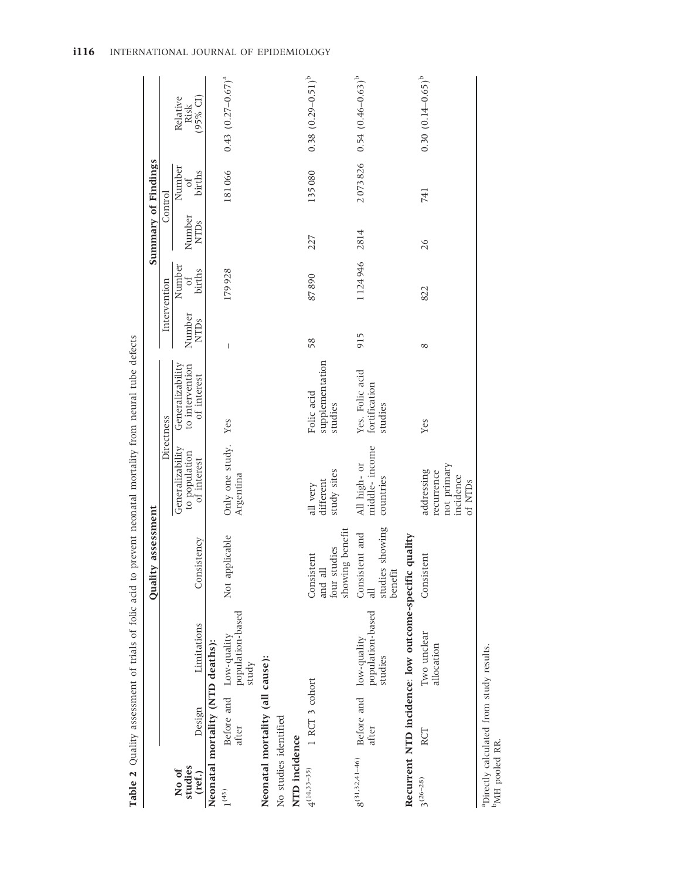**Table 2** Quality assessment of trials of folic acid to prevent neonatal mortality from neural tube defects

| No of studies (ref.) | Quality assessment | | | | | Summary of Findings | | | | |
|---|---|---|---|---|---|---|---|---|---|---|
| | | | | Directness | | Intervention | | Control | | |
| | Design | Limitations | Consistency | Generalizability to population of interest | Generalizability to intervention of interest | Number NTDs | Number of births | Number NTDs | Number of births | Relative Risk (95% CI) |
| **Neonatal mortality (NTD deaths):** | | | | | | | | | | |
| 1[43] | Before and after | Low-quality population-based study | Not applicable | Only one study. Argentina | Yes | – | 179 928 | | 181 066 | 0.43 (0.27–0.67)[a] |
| **Neonatal mortality (all cause):** | | | | | | | | | | |
| No studies identified | | | | | | | | | | |
| **NTD incidence** | | | | | | | | | | |
| 4[14,33–35] | 1 RCT 3 cohort | | Consistent and all four studies showing benefit | all very different study sites | Folic acid supplementation studies | 58 | 87 890 | 227 | 135 080 | 0.38 (0.29–0.51)[b] |
| 8[31,32,41–46] | Before and after | low-quality population-based studies | Consistent and all studies showing benefit | All high- or middle- income countries | Yes. Folic acid fortification studies | 915 | 1 124 946 | 2814 | 2 073 826 | 0.54 (0.46–0.63)[b] |
| **Recurrent NTD incidence: low outcome-specific quality** | | | | | | | | | | |
| 3[26–28] | RCT | Two unclear allocation | Consistent | addressing recurrence not primary incidence of NTDs | Yes | 8 | 822 | 26 | 741 | 0.30 (0.14–0.65)[b] |

[a]Directly calculated from study results.
[b]MH pooled RR.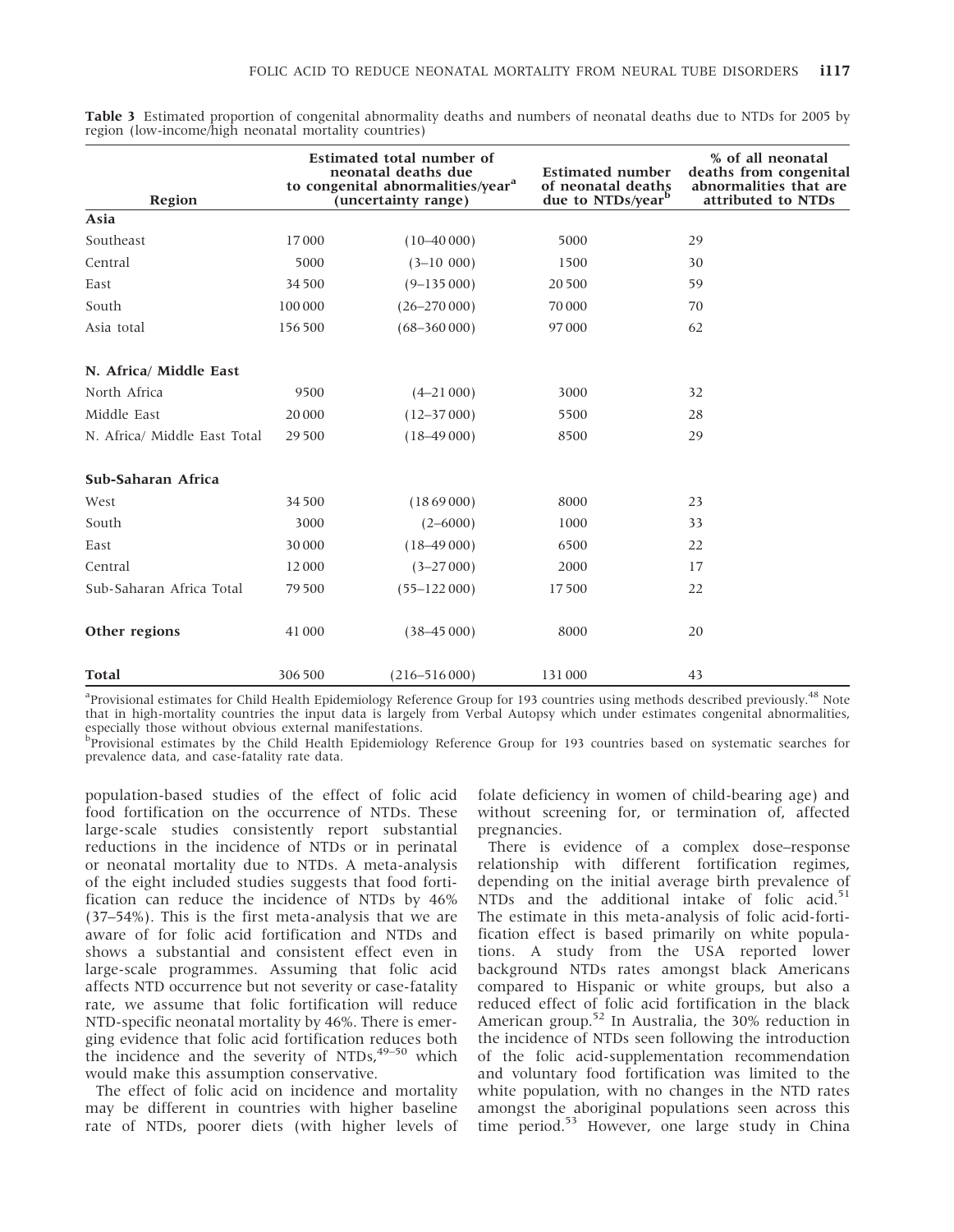**Table 3** Estimated proportion of congenital abnormality deaths and numbers of neonatal deaths due to NTDs for 2005 by region (low-income/high neonatal mortality countries)

| Region | Estimated total number of neonatal deaths due to congenital abnormalities/year[a] | (uncertainty range) | Estimated number of neonatal deaths due to NTDs/year[b] | % of all neonatal deaths from congenital abnormalities that are attributed to NTDs |
|---|---|---|---|---|
| **Asia** | | | | |
| Southeast | 17 000 | (10–40 000) | 5000 | 29 |
| Central | 5000 | (3–10 000) | 1500 | 30 |
| East | 34 500 | (9–135 000) | 20 500 | 59 |
| South | 100 000 | (26–270 000) | 70 000 | 70 |
| Asia total | 156 500 | (68–360 000) | 97 000 | 62 |
| **N. Africa/ Middle East** | | | | |
| North Africa | 9500 | (4–21 000) | 3000 | 32 |
| Middle East | 20 000 | (12–37 000) | 5500 | 28 |
| N. Africa/ Middle East Total | 29 500 | (18–49 000) | 8500 | 29 |
| **Sub-Saharan Africa** | | | | |
| West | 34 500 | (18 69 000) | 8000 | 23 |
| South | 3000 | (2–6000) | 1000 | 33 |
| East | 30 000 | (18–49 000) | 6500 | 22 |
| Central | 12 000 | (3–27 000) | 2000 | 17 |
| Sub-Saharan Africa Total | 79 500 | (55–122 000) | 17 500 | 22 |
| **Other regions** | 41 000 | (38–45 000) | 8000 | 20 |
| **Total** | 306 500 | (216–516 000) | 131 000 | 43 |

[a]Provisional estimates for Child Health Epidemiology Reference Group for 193 countries using methods described previously.[48] Note that in high-mortality countries the input data is largely from Verbal Autopsy which under estimates congenital abnormalities, especially those without obvious external manifestations.
[b]Provisional estimates by the Child Health Epidemiology Reference Group for 193 countries based on systematic searches for prevalence data, and case-fatality rate data.

population-based studies of the effect of folic acid food fortification on the occurrence of NTDs. These large-scale studies consistently report substantial reductions in the incidence of NTDs or in perinatal or neonatal mortality due to NTDs. A meta-analysis of the eight included studies suggests that food fortification can reduce the incidence of NTDs by 46% (37–54%). This is the first meta-analysis that we are aware of for folic acid fortification and NTDs and shows a substantial and consistent effect even in large-scale programmes. Assuming that folic acid affects NTD occurrence but not severity or case-fatality rate, we assume that folic fortification will reduce NTD-specific neonatal mortality by 46%. There is emerging evidence that folic acid fortification reduces both the incidence and the severity of NTDs,[49–50] which would make this assumption conservative.

The effect of folic acid on incidence and mortality may be different in countries with higher baseline rate of NTDs, poorer diets (with higher levels of folate deficiency in women of child-bearing age) and without screening for, or termination of, affected pregnancies.

There is evidence of a complex dose–response relationship with different fortification regimes, depending on the initial average birth prevalence of NTDs and the additional intake of folic acid.[51] The estimate in this meta-analysis of folic acid-fortification effect is based primarily on white populations. A study from the USA reported lower background NTDs rates amongst black Americans compared to Hispanic or white groups, but also a reduced effect of folic acid fortification in the black American group.[52] In Australia, the 30% reduction in the incidence of NTDs seen following the introduction of the folic acid-supplementation recommendation and voluntary food fortification was limited to the white population, with no changes in the NTD rates amongst the aboriginal populations seen across this time period.[53] However, one large study in China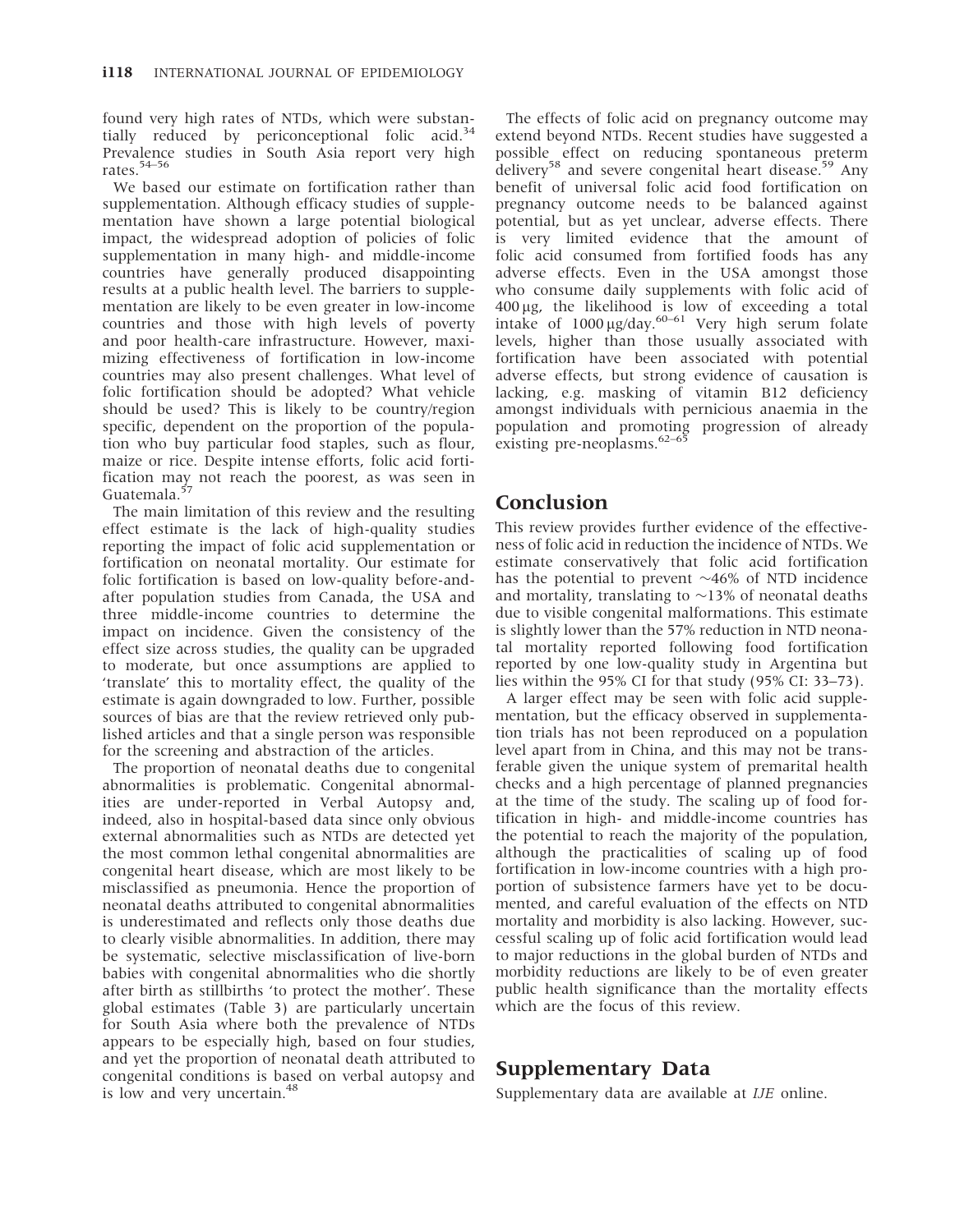found very high rates of NTDs, which were substantially reduced by periconceptional folic acid.[34] Prevalence studies in South Asia report very high rates.[54–56]

We based our estimate on fortification rather than supplementation. Although efficacy studies of supplementation have shown a large potential biological impact, the widespread adoption of policies of folic supplementation in many high- and middle-income countries have generally produced disappointing results at a public health level. The barriers to supplementation are likely to be even greater in low-income countries and those with high levels of poverty and poor health-care infrastructure. However, maximizing effectiveness of fortification in low-income countries may also present challenges. What level of folic fortification should be adopted? What vehicle should be used? This is likely to be country/region specific, dependent on the proportion of the population who buy particular food staples, such as flour, maize or rice. Despite intense efforts, folic acid fortification may not reach the poorest, as was seen in Guatemala.[57]

The main limitation of this review and the resulting effect estimate is the lack of high-quality studies reporting the impact of folic acid supplementation or fortification on neonatal mortality. Our estimate for folic fortification is based on low-quality before-and-after population studies from Canada, the USA and three middle-income countries to determine the impact on incidence. Given the consistency of the effect size across studies, the quality can be upgraded to moderate, but once assumptions are applied to 'translate' this to mortality effect, the quality of the estimate is again downgraded to low. Further, possible sources of bias are that the review retrieved only published articles and that a single person was responsible for the screening and abstraction of the articles.

The proportion of neonatal deaths due to congenital abnormalities is problematic. Congenital abnormalities are under-reported in Verbal Autopsy and, indeed, also in hospital-based data since only obvious external abnormalities such as NTDs are detected yet the most common lethal congenital abnormalities are congenital heart disease, which are most likely to be misclassified as pneumonia. Hence the proportion of neonatal deaths attributed to congenital abnormalities is underestimated and reflects only those deaths due to clearly visible abnormalities. In addition, there may be systematic, selective misclassification of live-born babies with congenital abnormalities who die shortly after birth as stillbirths 'to protect the mother'. These global estimates (Table 3) are particularly uncertain for South Asia where both the prevalence of NTDs appears to be especially high, based on four studies, and yet the proportion of neonatal death attributed to congenital conditions is based on verbal autopsy and is low and very uncertain.[48]

The effects of folic acid on pregnancy outcome may extend beyond NTDs. Recent studies have suggested a possible effect on reducing spontaneous preterm delivery[58] and severe congenital heart disease.[59] Any benefit of universal folic acid food fortification on pregnancy outcome needs to be balanced against potential, but as yet unclear, adverse effects. There is very limited evidence that the amount of folic acid consumed from fortified foods has any adverse effects. Even in the USA amongst those who consume daily supplements with folic acid of 400 μg, the likelihood is low of exceeding a total intake of 1000 μg/day.[60–61] Very high serum folate levels, higher than those usually associated with fortification have been associated with potential adverse effects, but strong evidence of causation is lacking, e.g. masking of vitamin B12 deficiency amongst individuals with pernicious anaemia in the population and promoting progression of already existing pre-neoplasms.[62–65]

## Conclusion

This review provides further evidence of the effectiveness of folic acid in reduction the incidence of NTDs. We estimate conservatively that folic acid fortification has the potential to prevent ~46% of NTD incidence and mortality, translating to ~13% of neonatal deaths due to visible congenital malformations. This estimate is slightly lower than the 57% reduction in NTD neonatal mortality reported following food fortification reported by one low-quality study in Argentina but lies within the 95% CI for that study (95% CI: 33–73).

A larger effect may be seen with folic acid supplementation, but the efficacy observed in supplementation trials has not been reproduced on a population level apart from in China, and this may not be transferable given the unique system of premarital health checks and a high percentage of planned pregnancies at the time of the study. The scaling up of food fortification in high- and middle-income countries has the potential to reach the majority of the population, although the practicalities of scaling up of food fortification in low-income countries with a high proportion of subsistence farmers have yet to be documented, and careful evaluation of the effects on NTD mortality and morbidity is also lacking. However, successful scaling up of folic acid fortification would lead to major reductions in the global burden of NTDs and morbidity reductions are likely to be of even greater public health significance than the mortality effects which are the focus of this review.

## Supplementary Data

Supplementary data are available at *IJE* online.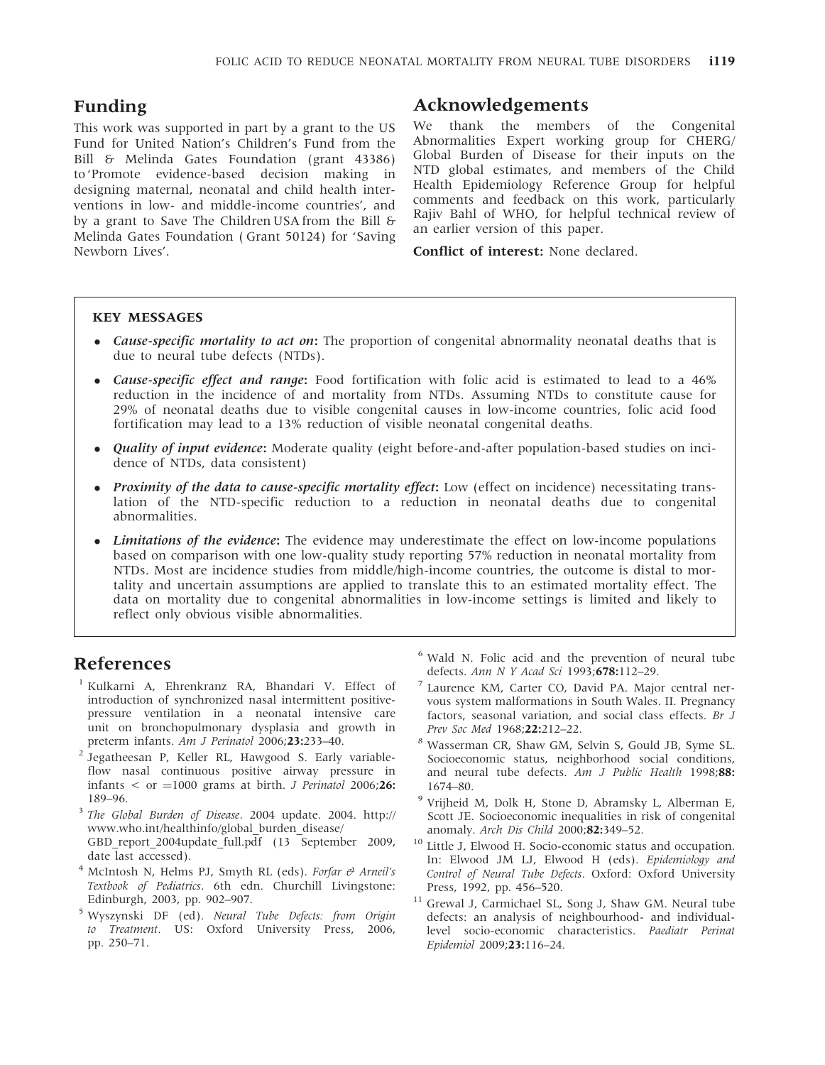## Funding

This work was supported in part by a grant to the US Fund for United Nation's Children's Fund from the Bill & Melinda Gates Foundation (grant 43386) to 'Promote evidence-based decision making in designing maternal, neonatal and child health interventions in low- and middle-income countries', and by a grant to Save The Children USA from the Bill & Melinda Gates Foundation ( Grant 50124) for 'Saving Newborn Lives'.

## Acknowledgements

We thank the members of the Congenital Abnormalities Expert working group for CHERG/ Global Burden of Disease for their inputs on the NTD global estimates, and members of the Child Health Epidemiology Reference Group for helpful comments and feedback on this work, particularly Rajiv Bahl of WHO, for helpful technical review of an earlier version of this paper.

**Conflict of interest:** None declared.

### KEY MESSAGES

- ***Cause-specific mortality to act on*:** The proportion of congenital abnormality neonatal deaths that is due to neural tube defects (NTDs).
- ***Cause-specific effect and range*:** Food fortification with folic acid is estimated to lead to a 46% reduction in the incidence of and mortality from NTDs. Assuming NTDs to constitute cause for 29% of neonatal deaths due to visible congenital causes in low-income countries, folic acid food fortification may lead to a 13% reduction of visible neonatal congenital deaths.
- ***Quality of input evidence*:** Moderate quality (eight before-and-after population-based studies on incidence of NTDs, data consistent)
- ***Proximity of the data to cause-specific mortality effect*:** Low (effect on incidence) necessitating translation of the NTD-specific reduction to a reduction in neonatal deaths due to congenital abnormalities.
- ***Limitations of the evidence*:** The evidence may underestimate the effect on low-income populations based on comparison with one low-quality study reporting 57% reduction in neonatal mortality from NTDs. Most are incidence studies from middle/high-income countries, the outcome is distal to mortality and uncertain assumptions are applied to translate this to an estimated mortality effect. The data on mortality due to congenital abnormalities in low-income settings is limited and likely to reflect only obvious visible abnormalities.

## References

1. Kulkarni A, Ehrenkranz RA, Bhandari V. Effect of introduction of synchronized nasal intermittent positive-pressure ventilation in a neonatal intensive care unit on bronchopulmonary dysplasia and growth in preterm infants. *Am J Perinatol* 2006;**23:**233–40.
2. Jegatheesan P, Keller RL, Hawgood S. Early variable-flow nasal continuous positive airway pressure in infants < or =1000 grams at birth. *J Perinatol* 2006;**26:** 189–96.
3. *The Global Burden of Disease*. 2004 update. 2004. http://www.who.int/healthinfo/global_burden_disease/GBD_report_2004update_full.pdf (13 September 2009, date last accessed).
4. McIntosh N, Helms PJ, Smyth RL (eds). *Forfar & Arneil's Textbook of Pediatrics*. 6th edn. Churchill Livingstone: Edinburgh, 2003, pp. 902–907.
5. Wyszynski DF (ed). *Neural Tube Defects: from Origin to Treatment*. US: Oxford University Press, 2006, pp. 250–71.
6. Wald N. Folic acid and the prevention of neural tube defects. *Ann N Y Acad Sci* 1993;**678:**112–29.
7. Laurence KM, Carter CO, David PA. Major central nervous system malformations in South Wales. II. Pregnancy factors, seasonal variation, and social class effects. *Br J Prev Soc Med* 1968;**22:**212–22.
8. Wasserman CR, Shaw GM, Selvin S, Gould JB, Syme SL. Socioeconomic status, neighborhood social conditions, and neural tube defects. *Am J Public Health* 1998;**88:** 1674–80.
9. Vrijheid M, Dolk H, Stone D, Abramsky L, Alberman E, Scott JE. Socioeconomic inequalities in risk of congenital anomaly. *Arch Dis Child* 2000;**82:**349–52.
10. Little J, Elwood H. Socio-economic status and occupation. In: Elwood JM LJ, Elwood H (eds). *Epidemiology and Control of Neural Tube Defects*. Oxford: Oxford University Press, 1992, pp. 456–520.
11. Grewal J, Carmichael SL, Song J, Shaw GM. Neural tube defects: an analysis of neighbourhood- and individual-level socio-economic characteristics. *Paediatr Perinat Epidemiol* 2009;**23:**116–24.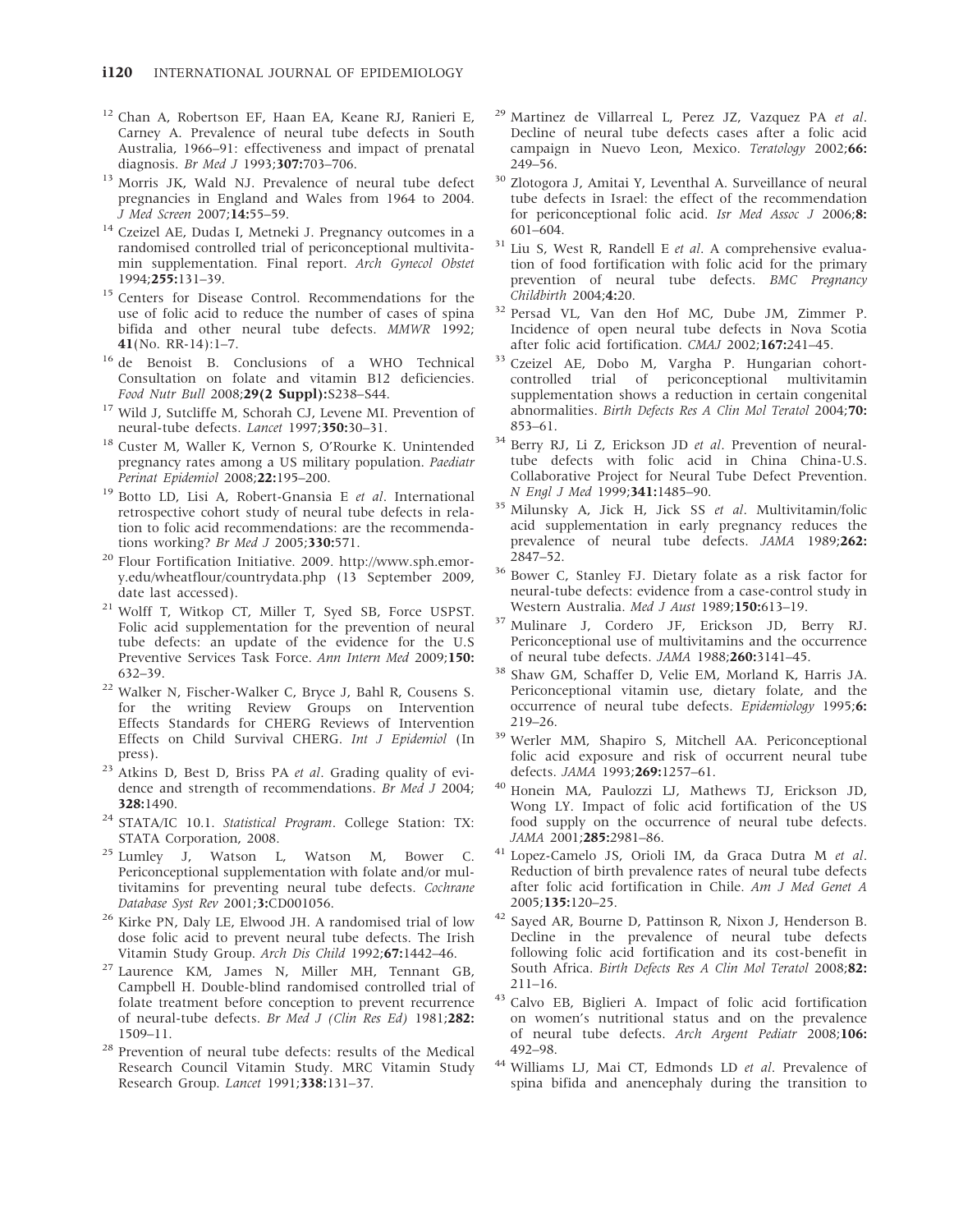12. Chan A, Robertson EF, Haan EA, Keane RJ, Ranieri E, Carney A. Prevalence of neural tube defects in South Australia, 1966–91: effectiveness and impact of prenatal diagnosis. *Br Med J* 1993;**307:**703–706.
13. Morris JK, Wald NJ. Prevalence of neural tube defect pregnancies in England and Wales from 1964 to 2004. *J Med Screen* 2007;**14:**55–59.
14. Czeizel AE, Dudas I, Metneki J. Pregnancy outcomes in a randomised controlled trial of periconceptional multivitamin supplementation. Final report. *Arch Gynecol Obstet* 1994;**255:**131–39.
15. Centers for Disease Control. Recommendations for the use of folic acid to reduce the number of cases of spina bifida and other neural tube defects. *MMWR* 1992; **41**(No. RR-14):1–7.
16. de Benoist B. Conclusions of a WHO Technical Consultation on folate and vitamin B12 deficiencies. *Food Nutr Bull* 2008;**29(2 Suppl):**S238–S44.
17. Wild J, Sutcliffe M, Schorah CJ, Levene MI. Prevention of neural-tube defects. *Lancet* 1997;**350:**30–31.
18. Custer M, Waller K, Vernon S, O'Rourke K. Unintended pregnancy rates among a US military population. *Paediatr Perinat Epidemiol* 2008;**22:**195–200.
19. Botto LD, Lisi A, Robert-Gnansia E *et al*. International retrospective cohort study of neural tube defects in relation to folic acid recommendations: are the recommendations working? *Br Med J* 2005;**330:**571.
20. Flour Fortification Initiative. 2009. http://www.sph.emory.edu/wheatflour/countrydata.php (13 September 2009, date last accessed).
21. Wolff T, Witkop CT, Miller T, Syed SB, Force USPST. Folic acid supplementation for the prevention of neural tube defects: an update of the evidence for the U.S Preventive Services Task Force. *Ann Intern Med* 2009;**150:** 632–39.
22. Walker N, Fischer-Walker C, Bryce J, Bahl R, Cousens S. for the writing Review Groups on Intervention Effects Standards for CHERG Reviews of Intervention Effects on Child Survival CHERG. *Int J Epidemiol* (In press).
23. Atkins D, Best D, Briss PA *et al*. Grading quality of evidence and strength of recommendations. *Br Med J* 2004; **328:**1490.
24. STATA/IC 10.1. *Statistical Program*. College Station: TX: STATA Corporation, 2008.
25. Lumley J, Watson L, Watson M, Bower C. Periconceptional supplementation with folate and/or multivitamins for preventing neural tube defects. *Cochrane Database Syst Rev* 2001;**3:**CD001056.
26. Kirke PN, Daly LE, Elwood JH. A randomised trial of low dose folic acid to prevent neural tube defects. The Irish Vitamin Study Group. *Arch Dis Child* 1992;**67:**1442–46.
27. Laurence KM, James N, Miller MH, Tennant GB, Campbell H. Double-blind randomised controlled trial of folate treatment before conception to prevent recurrence of neural-tube defects. *Br Med J (Clin Res Ed)* 1981;**282:** 1509–11.
28. Prevention of neural tube defects: results of the Medical Research Council Vitamin Study. MRC Vitamin Study Research Group. *Lancet* 1991;**338:**131–37.
29. Martinez de Villarreal L, Perez JZ, Vazquez PA *et al*. Decline of neural tube defects cases after a folic acid campaign in Nuevo Leon, Mexico. *Teratology* 2002;**66:** 249–56.
30. Zlotogora J, Amitai Y, Leventhal A. Surveillance of neural tube defects in Israel: the effect of the recommendation for periconceptional folic acid. *Isr Med Assoc J* 2006;**8:** 601–604.
31. Liu S, West R, Randell E *et al*. A comprehensive evaluation of food fortification with folic acid for the primary prevention of neural tube defects. *BMC Pregnancy Childbirth* 2004;**4:**20.
32. Persad VL, Van den Hof MC, Dube JM, Zimmer P. Incidence of open neural tube defects in Nova Scotia after folic acid fortification. *CMAJ* 2002;**167:**241–45.
33. Czeizel AE, Dobo M, Vargha P. Hungarian cohort-controlled trial of periconceptional multivitamin supplementation shows a reduction in certain congenital abnormalities. *Birth Defects Res A Clin Mol Teratol* 2004;**70:** 853–61.
34. Berry RJ, Li Z, Erickson JD *et al*. Prevention of neural-tube defects with folic acid in China China-U.S. Collaborative Project for Neural Tube Defect Prevention. *N Engl J Med* 1999;**341:**1485–90.
35. Milunsky A, Jick H, Jick SS *et al*. Multivitamin/folic acid supplementation in early pregnancy reduces the prevalence of neural tube defects. *JAMA* 1989;**262:** 2847–52.
36. Bower C, Stanley FJ. Dietary folate as a risk factor for neural-tube defects: evidence from a case-control study in Western Australia. *Med J Aust* 1989;**150:**613–19.
37. Mulinare J, Cordero JF, Erickson JD, Berry RJ. Periconceptional use of multivitamins and the occurrence of neural tube defects. *JAMA* 1988;**260:**3141–45.
38. Shaw GM, Schaffer D, Velie EM, Morland K, Harris JA. Periconceptional vitamin use, dietary folate, and the occurrence of neural tube defects. *Epidemiology* 1995;**6:** 219–26.
39. Werler MM, Shapiro S, Mitchell AA. Periconceptional folic acid exposure and risk of occurrent neural tube defects. *JAMA* 1993;**269:**1257–61.
40. Honein MA, Paulozzi LJ, Mathews TJ, Erickson JD, Wong LY. Impact of folic acid fortification of the US food supply on the occurrence of neural tube defects. *JAMA* 2001;**285:**2981–86.
41. Lopez-Camelo JS, Orioli IM, da Graca Dutra M *et al*. Reduction of birth prevalence rates of neural tube defects after folic acid fortification in Chile. *Am J Med Genet A* 2005;**135:**120–25.
42. Sayed AR, Bourne D, Pattinson R, Nixon J, Henderson B. Decline in the prevalence of neural tube defects following folic acid fortification and its cost-benefit in South Africa. *Birth Defects Res A Clin Mol Teratol* 2008;**82:** 211–16.
43. Calvo EB, Biglieri A. Impact of folic acid fortification on women's nutritional status and on the prevalence of neural tube defects. *Arch Argent Pediatr* 2008;**106:** 492–98.
44. Williams LJ, Mai CT, Edmonds LD *et al*. Prevalence of spina bifida and anencephaly during the transition to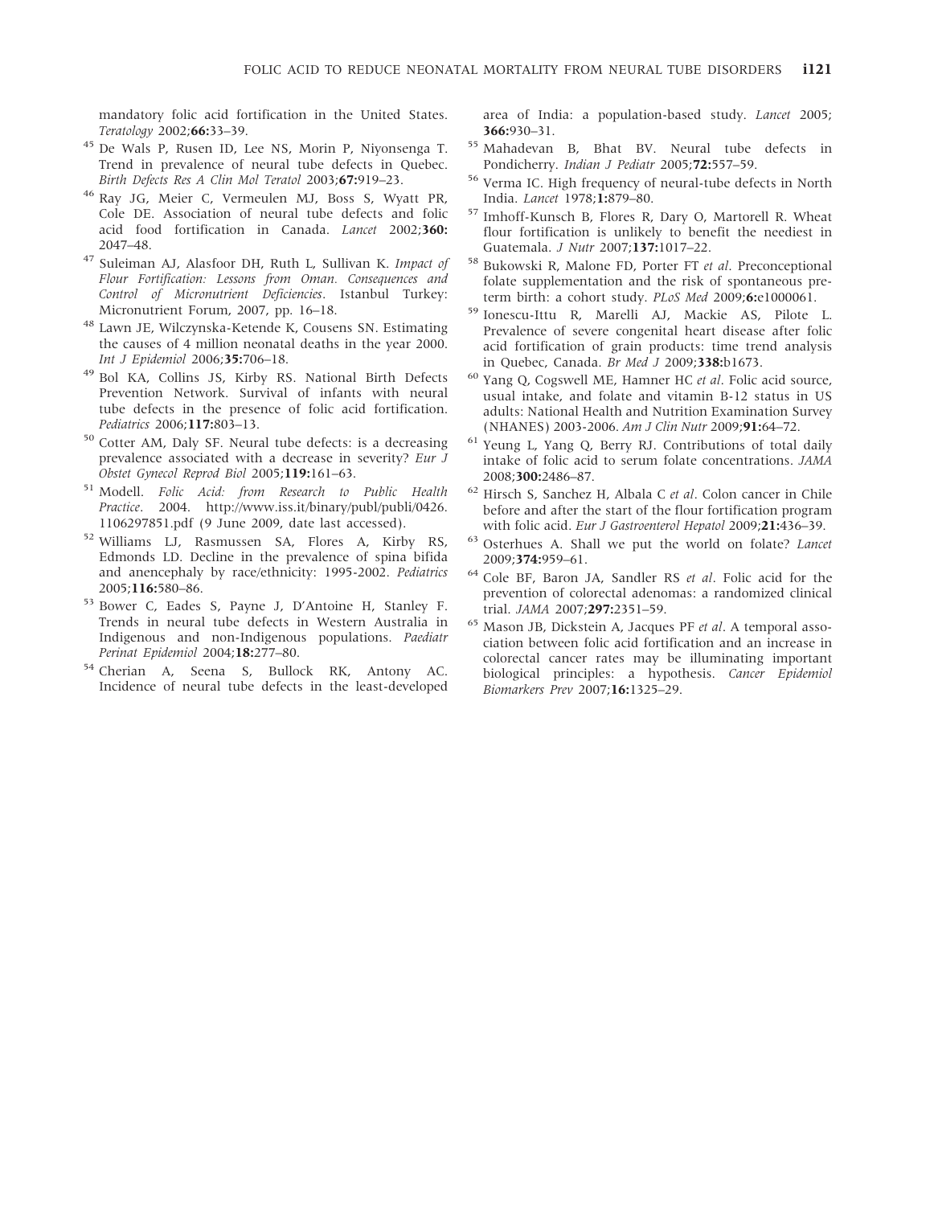mandatory folic acid fortification in the United States. *Teratology* 2002;**66:**33–39.

45 De Wals P, Rusen ID, Lee NS, Morin P, Niyonsenga T. Trend in prevalence of neural tube defects in Quebec. *Birth Defects Res A Clin Mol Teratol* 2003;**67:**919–23.

46 Ray JG, Meier C, Vermeulen MJ, Boss S, Wyatt PR, Cole DE. Association of neural tube defects and folic acid food fortification in Canada. *Lancet* 2002;**360:** 2047–48.

47 Suleiman AJ, Alasfoor DH, Ruth L, Sullivan K. *Impact of Flour Fortification: Lessons from Oman. Consequences and Control of Micronutrient Deficiencies*. Istanbul Turkey: Micronutrient Forum, 2007, pp. 16–18.

48 Lawn JE, Wilczynska-Ketende K, Cousens SN. Estimating the causes of 4 million neonatal deaths in the year 2000. *Int J Epidemiol* 2006;**35:**706–18.

49 Bol KA, Collins JS, Kirby RS. National Birth Defects Prevention Network. Survival of infants with neural tube defects in the presence of folic acid fortification. *Pediatrics* 2006;**117:**803–13.

50 Cotter AM, Daly SF. Neural tube defects: is a decreasing prevalence associated with a decrease in severity? *Eur J Obstet Gynecol Reprod Biol* 2005;**119:**161–63.

51 Modell. *Folic Acid: from Research to Public Health Practice*. 2004. http://www.iss.it/binary/publ/publi/0426.1106297851.pdf (9 June 2009, date last accessed).

52 Williams LJ, Rasmussen SA, Flores A, Kirby RS, Edmonds LD. Decline in the prevalence of spina bifida and anencephaly by race/ethnicity: 1995-2002. *Pediatrics* 2005;**116:**580–86.

53 Bower C, Eades S, Payne J, D'Antoine H, Stanley F. Trends in neural tube defects in Western Australia in Indigenous and non-Indigenous populations. *Paediatr Perinat Epidemiol* 2004;**18:**277–80.

54 Cherian A, Seena S, Bullock RK, Antony AC. Incidence of neural tube defects in the least-developed area of India: a population-based study. *Lancet* 2005; **366:**930–31.

55 Mahadevan B, Bhat BV. Neural tube defects in Pondicherry. *Indian J Pediatr* 2005;**72:**557–59.

56 Verma IC. High frequency of neural-tube defects in North India. *Lancet* 1978;**1:**879–80.

57 Imhoff-Kunsch B, Flores R, Dary O, Martorell R. Wheat flour fortification is unlikely to benefit the neediest in Guatemala. *J Nutr* 2007;**137:**1017–22.

58 Bukowski R, Malone FD, Porter FT *et al*. Preconceptional folate supplementation and the risk of spontaneous preterm birth: a cohort study. *PLoS Med* 2009;**6:**e1000061.

59 Ionescu-Ittu R, Marelli AJ, Mackie AS, Pilote L. Prevalence of severe congenital heart disease after folic acid fortification of grain products: time trend analysis in Quebec, Canada. *Br Med J* 2009;**338:**b1673.

60 Yang Q, Cogswell ME, Hamner HC *et al*. Folic acid source, usual intake, and folate and vitamin B-12 status in US adults: National Health and Nutrition Examination Survey (NHANES) 2003-2006. *Am J Clin Nutr* 2009;**91:**64–72.

61 Yeung L, Yang Q, Berry RJ. Contributions of total daily intake of folic acid to serum folate concentrations. *JAMA* 2008;**300:**2486–87.

62 Hirsch S, Sanchez H, Albala C *et al*. Colon cancer in Chile before and after the start of the flour fortification program with folic acid. *Eur J Gastroenterol Hepatol* 2009;**21:**436–39.

63 Osterhues A. Shall we put the world on folate? *Lancet* 2009;**374:**959–61.

64 Cole BF, Baron JA, Sandler RS *et al*. Folic acid for the prevention of colorectal adenomas: a randomized clinical trial. *JAMA* 2007;**297:**2351–59.

65 Mason JB, Dickstein A, Jacques PF *et al*. A temporal association between folic acid fortification and an increase in colorectal cancer rates may be illuminating important biological principles: a hypothesis. *Cancer Epidemiol Biomarkers Prev* 2007;**16:**1325–29.